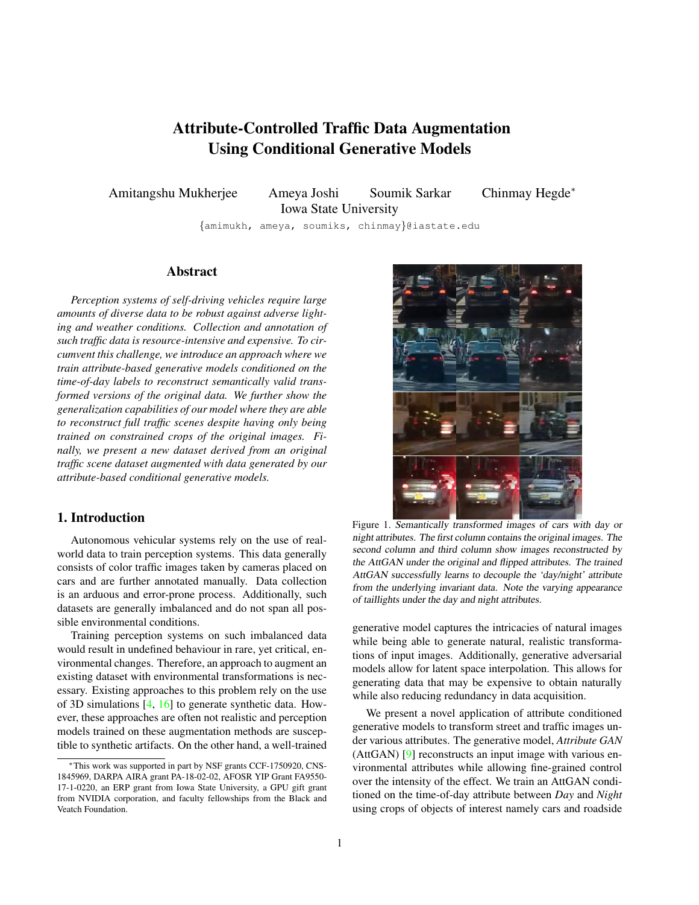# Attribute-Controlled Traffic Data Augmentation Using Conditional Generative Models

Amitangshu Mukherjee   Ameya Joshi   Soumik Sarkar   Chinmay Hegde*

Iowa State University

{amimukh, ameya, soumiks, chinmay}@iastate.edu

## Abstract

*Perception systems of self-driving vehicles require large amounts of diverse data to be robust against adverse lighting and weather conditions. Collection and annotation of such traffic data is resource-intensive and expensive. To circumvent this challenge, we introduce an approach where we train attribute-based generative models conditioned on the time-of-day labels to reconstruct semantically valid transformed versions of the original data. We further show the generalization capabilities of our model where they are able to reconstruct full traffic scenes despite having only being trained on constrained crops of the original images. Finally, we present a new dataset derived from an original traffic scene dataset augmented with data generated by our attribute-based conditional generative models.*

## 1. Introduction

Autonomous vehicular systems rely on the use of real-world data to train perception systems. This data generally consists of color traffic images taken by cameras placed on cars and are further annotated manually. Data collection is an arduous and error-prone process. Additionally, such datasets are generally imbalanced and do not span all possible environmental conditions.

Training perception systems on such imbalanced data would result in undefined behaviour in rare, yet critical, environmental changes. Therefore, an approach to augment an existing dataset with environmental transformations is necessary. Existing approaches to this problem rely on the use of 3D simulations [4, 16] to generate synthetic data. However, these approaches are often not realistic and perception models trained on these augmentation methods are susceptible to synthetic artifacts. On the other hand, a well-trained generative model captures the intricacies of natural images while being able to generate natural, realistic transformations of input images. Additionally, generative adversarial models allow for latent space interpolation. This allows for generating data that may be expensive to obtain naturally while also reducing redundancy in data acquisition.

Figure 1. *Semantically transformed images of cars with day or night attributes. The first column contains the original images. The second column and third column show images reconstructed by the AttGAN under the original and flipped attributes. The trained AttGAN successfully learns to decouple the 'day/night' attribute from the underlying invariant data. Note the varying appearance of taillights under the day and night attributes.*

We present a novel application of attribute conditioned generative models to transform street and traffic images under various attributes. The generative model, *Attribute GAN* (AttGAN) [9] reconstructs an input image with various environmental attributes while allowing fine-grained control over the intensity of the effect. We train an AttGAN conditioned on the time-of-day attribute between *Day* and *Night* using crops of objects of interest namely cars and roadside

*This work was supported in part by NSF grants CCF-1750920, CNS-1845969, DARPA AIRA grant PA-18-02-02, AFOSR YIP Grant FA9550-17-1-0220, an ERP grant from Iowa State University, a GPU gift grant from NVIDIA corporation, and faculty fellowships from the Black and Veatch Foundation.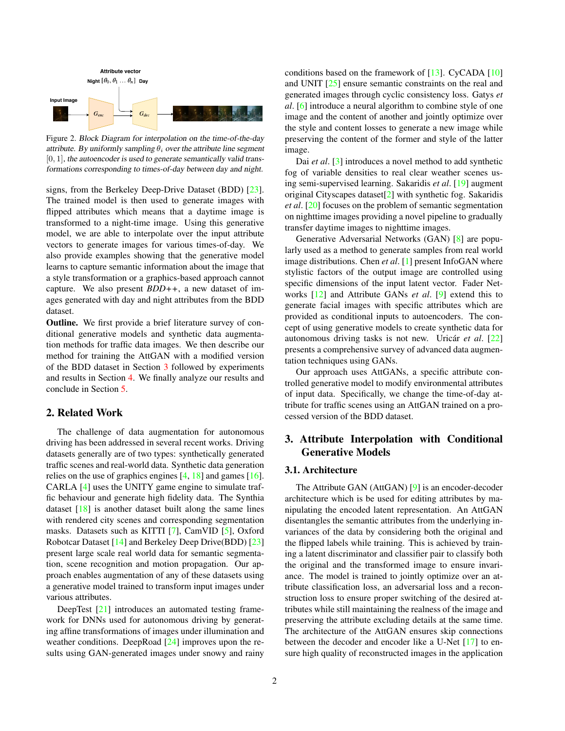Figure 2. *Block Diagram for interpolation on the time-of-the-day attribute. By uniformly sampling $\theta_i$ over the attribute line segment* $[0, 1]$, *the autoencoder is used to generate semantically valid transformations corresponding to times-of-day between day and night.*

signs, from the Berkeley Deep-Drive Dataset (BDD) [23]. The trained model is then used to generate images with flipped attributes which means that a daytime image is transformed to a night-time image. Using this generative model, we are able to interpolate over the input attribute vectors to generate images for various times-of-day. We also provide examples showing that the generative model learns to capture semantic information about the image that a style transformation or a graphics-based approach cannot capture. We also present *BDD++*, a new dataset of images generated with day and night attributes from the BDD dataset.

**Outline.** We first provide a brief literature survey of conditional generative models and synthetic data augmentation methods for traffic data images. We then describe our method for training the AttGAN with a modified version of the BDD dataset in Section 3 followed by experiments and results in Section 4. We finally analyze our results and conclude in Section 5.

## 2. Related Work

The challenge of data augmentation for autonomous driving has been addressed in several recent works. Driving datasets generally are of two types: synthetically generated traffic scenes and real-world data. Synthetic data generation relies on the use of graphics engines [4, 18] and games [16]. CARLA [4] uses the UNITY game engine to simulate traffic behaviour and generate high fidelity data. The Synthia dataset [18] is another dataset built along the same lines with rendered city scenes and corresponding segmentation masks. Datasets such as KITTI [7], CamVID [5], Oxford Robotcar Dataset [14] and Berkeley Deep Drive(BDD) [23] present large scale real world data for semantic segmentation, scene recognition and motion propagation. Our approach enables augmentation of any of these datasets using a generative model trained to transform input images under various attributes.

DeepTest [21] introduces an automated testing framework for DNNs used for autonomous driving by generating affine transformations of images under illumination and weather conditions. DeepRoad [24] improves upon the results using GAN-generated images under snowy and rainy conditions based on the framework of [13]. CyCADA [10] and UNIT [25] ensure semantic constraints on the real and generated images through cyclic consistency loss. Gatys *et al*. [6] introduce a neural algorithm to combine style of one image and the content of another and jointly optimize over the style and content losses to generate a new image while preserving the content of the former and style of the latter image.

Dai *et al*. [3] introduces a novel method to add synthetic fog of variable densities to real clear weather scenes using semi-supervised learning. Sakaridis *et al*. [19] augment original Cityscapes dataset[2] with synthetic fog. Sakaridis *et al*. [20] focuses on the problem of semantic segmentation on nighttime images providing a novel pipeline to gradually transfer daytime images to nighttime images.

Generative Adversarial Networks (GAN) [8] are popularly used as a method to generate samples from real world image distributions. Chen *et al*. [1] present InfoGAN where stylistic factors of the output image are controlled using specific dimensions of the input latent vector. Fader Networks [12] and Attribute GANs *et al*. [9] extend this to generate facial images with specific attributes which are provided as conditional inputs to autoencoders. The concept of using generative models to create synthetic data for autonomous driving tasks is not new. Uricár *et al*. [22] presents a comprehensive survey of advanced data augmentation techniques using GANs.

Our approach uses AttGANs, a specific attribute controlled generative model to modify environmental attributes of input data. Specifically, we change the time-of-day attribute for traffic scenes using an AttGAN trained on a processed version of the BDD dataset.

## 3. Attribute Interpolation with Conditional Generative Models

### 3.1. Architecture

The Attribute GAN (AttGAN) [9] is an encoder-decoder architecture which is be used for editing attributes by manipulating the encoded latent representation. An AttGAN disentangles the semantic attributes from the underlying invariances of the data by considering both the original and the flipped labels while training. This is achieved by training a latent discriminator and classifier pair to classify both the original and the transformed image to ensure invariance. The model is trained to jointly optimize over an attribute classification loss, an adversarial loss and a reconstruction loss to ensure proper switching of the desired attributes while still maintaining the realness of the image and preserving the attribute excluding details at the same time. The architecture of the AttGAN ensures skip connections between the decoder and encoder like a U-Net [17] to ensure high quality of reconstructed images in the application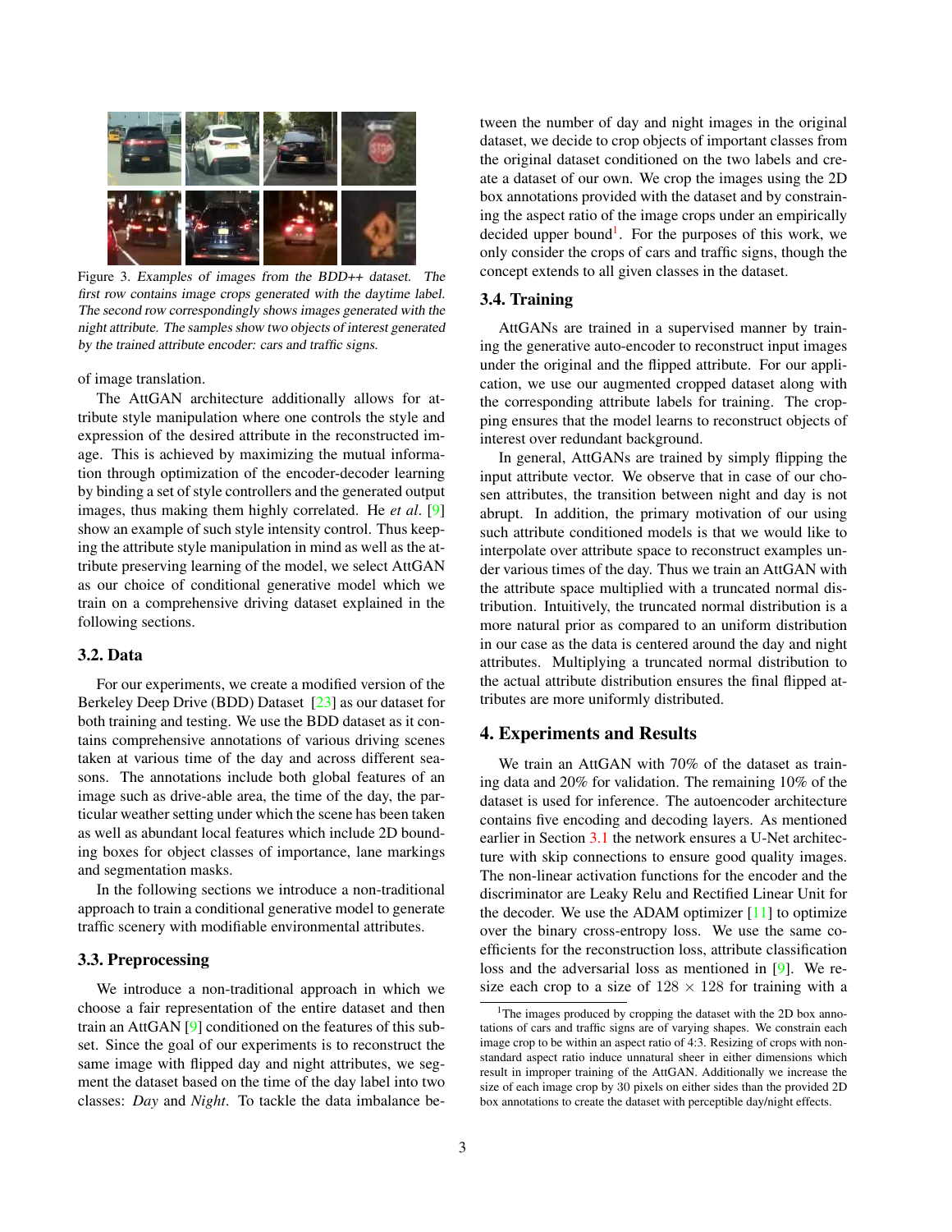Figure 3. *Examples of images from the BDD++ dataset. The first row contains image crops generated with the daytime label. The second row correspondingly shows images generated with the night attribute. The samples show two objects of interest generated by the trained attribute encoder: cars and traffic signs.*

of image translation.

The AttGAN architecture additionally allows for attribute style manipulation where one controls the style and expression of the desired attribute in the reconstructed image. This is achieved by maximizing the mutual information through optimization of the encoder-decoder learning by binding a set of style controllers and the generated output images, thus making them highly correlated. He *et al*. [9] show an example of such style intensity control. Thus keeping the attribute style manipulation in mind as well as the attribute preserving learning of the model, we select AttGAN as our choice of conditional generative model which we train on a comprehensive driving dataset explained in the following sections.

### 3.2. Data

For our experiments, we create a modified version of the Berkeley Deep Drive (BDD) Dataset [23] as our dataset for both training and testing. We use the BDD dataset as it contains comprehensive annotations of various driving scenes taken at various time of the day and across different seasons. The annotations include both global features of an image such as drive-able area, the time of the day, the particular weather setting under which the scene has been taken as well as abundant local features which include 2D bounding boxes for object classes of importance, lane markings and segmentation masks.

In the following sections we introduce a non-traditional approach to train a conditional generative model to generate traffic scenery with modifiable environmental attributes.

### 3.3. Preprocessing

We introduce a non-traditional approach in which we choose a fair representation of the entire dataset and then train an AttGAN [9] conditioned on the features of this subset. Since the goal of our experiments is to reconstruct the same image with flipped day and night attributes, we segment the dataset based on the time of the day label into two classes: *Day* and *Night*. To tackle the data imbalance between the number of day and night images in the original dataset, we decide to crop objects of important classes from the original dataset conditioned on the two labels and create a dataset of our own. We crop the images using the 2D box annotations provided with the dataset and by constraining the aspect ratio of the image crops under an empirically decided upper bound[1]. For the purposes of this work, we only consider the crops of cars and traffic signs, though the concept extends to all given classes in the dataset.

### 3.4. Training

AttGANs are trained in a supervised manner by training the generative auto-encoder to reconstruct input images under the original and the flipped attribute. For our application, we use our augmented cropped dataset along with the corresponding attribute labels for training. The cropping ensures that the model learns to reconstruct objects of interest over redundant background.

In general, AttGANs are trained by simply flipping the input attribute vector. We observe that in case of our chosen attributes, the transition between night and day is not abrupt. In addition, the primary motivation of our using such attribute conditioned models is that we would like to interpolate over attribute space to reconstruct examples under various times of the day. Thus we train an AttGAN with the attribute space multiplied with a truncated normal distribution. Intuitively, the truncated normal distribution is a more natural prior as compared to an uniform distribution in our case as the data is centered around the day and night attributes. Multiplying a truncated normal distribution to the actual attribute distribution ensures the final flipped attributes are more uniformly distributed.

## 4. Experiments and Results

We train an AttGAN with 70% of the dataset as training data and 20% for validation. The remaining 10% of the dataset is used for inference. The autoencoder architecture contains five encoding and decoding layers. As mentioned earlier in Section 3.1 the network ensures a U-Net architecture with skip connections to ensure good quality images. The non-linear activation functions for the encoder and the discriminator are Leaky Relu and Rectified Linear Unit for the decoder. We use the ADAM optimizer [11] to optimize over the binary cross-entropy loss. We use the same coefficients for the reconstruction loss, attribute classification loss and the adversarial loss as mentioned in [9]. We resize each crop to a size of $128 \times 128$ for training with a

[1] The images produced by cropping the dataset with the 2D box annotations of cars and traffic signs are of varying shapes. We constrain each image crop to be within an aspect ratio of 4:3. Resizing of crops with non-standard aspect ratio induce unnatural sheer in either dimensions which result in improper training of the AttGAN. Additionally we increase the size of each image crop by 30 pixels on either sides than the provided 2D box annotations to create the dataset with perceptible day/night effects.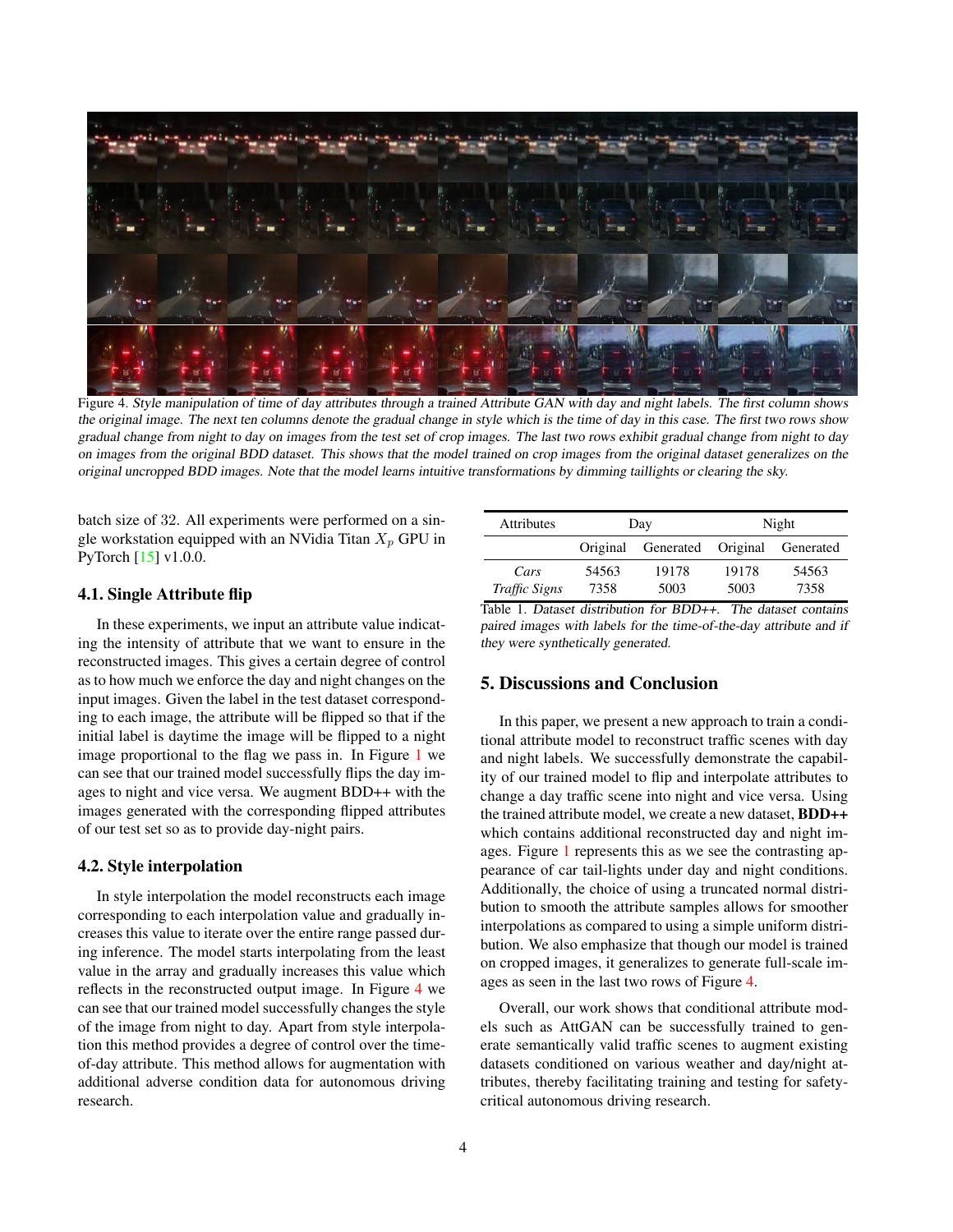Figure 4. *Style manipulation of time of day attributes through a trained Attribute GAN with day and night labels. The first column shows the original image. The next ten columns denote the gradual change in style which is the time of day in this case. The first two rows show gradual change from night to day on images from the test set of crop images. The last two rows exhibit gradual change from night to day on images from the original BDD dataset. This shows that the model trained on crop images from the original dataset generalizes on the original uncropped BDD images. Note that the model learns intuitive transformations by dimming taillights or clearing the sky.*

batch size of 32. All experiments were performed on a single workstation equipped with an NVidia Titan $X_p$ GPU in PyTorch [15] v1.0.0.

### 4.1. Single Attribute flip

In these experiments, we input an attribute value indicating the intensity of attribute that we want to ensure in the reconstructed images. This gives a certain degree of control as to how much we enforce the day and night changes on the input images. Given the label in the test dataset corresponding to each image, the attribute will be flipped so that if the initial label is daytime the image will be flipped to a night image proportional to the flag we pass in. In Figure 1 we can see that our trained model successfully flips the day images to night and vice versa. We augment BDD++ with the images generated with the corresponding flipped attributes of our test set so as to provide day-night pairs.

### 4.2. Style interpolation

In style interpolation the model reconstructs each image corresponding to each interpolation value and gradually increases this value to iterate over the entire range passed during inference. The model starts interpolating from the least value in the array and gradually increases this value which reflects in the reconstructed output image. In Figure 4 we can see that our trained model successfully changes the style of the image from night to day. Apart from style interpolation this method provides a degree of control over the time-of-day attribute. This method allows for augmentation with additional adverse condition data for autonomous driving research.

| Attributes | Day | | Night | |
|---|---|---|---|---|
| | Original | Generated | Original | Generated |
| *Cars* | 54563 | 19178 | 19178 | 54563 |
| *Traffic Signs* | 7358 | 5003 | 5003 | 7358 |

Table 1. *Dataset distribution for BDD++. The dataset contains paired images with labels for the time-of-the-day attribute and if they were synthetically generated.*

## 5. Discussions and Conclusion

In this paper, we present a new approach to train a conditional attribute model to reconstruct traffic scenes with day and night labels. We successfully demonstrate the capability of our trained model to flip and interpolate attributes to change a day traffic scene into night and vice versa. Using the trained attribute model, we create a new dataset, **BDD++** which contains additional reconstructed day and night images. Figure 1 represents this as we see the contrasting appearance of car tail-lights under day and night conditions. Additionally, the choice of using a truncated normal distribution to smooth the attribute samples allows for smoother interpolations as compared to using a simple uniform distribution. We also emphasize that though our model is trained on cropped images, it generalizes to generate full-scale images as seen in the last two rows of Figure 4.

Overall, our work shows that conditional attribute models such as AttGAN can be successfully trained to generate semantically valid traffic scenes to augment existing datasets conditioned on various weather and day/night attributes, thereby facilitating training and testing for safety-critical autonomous driving research.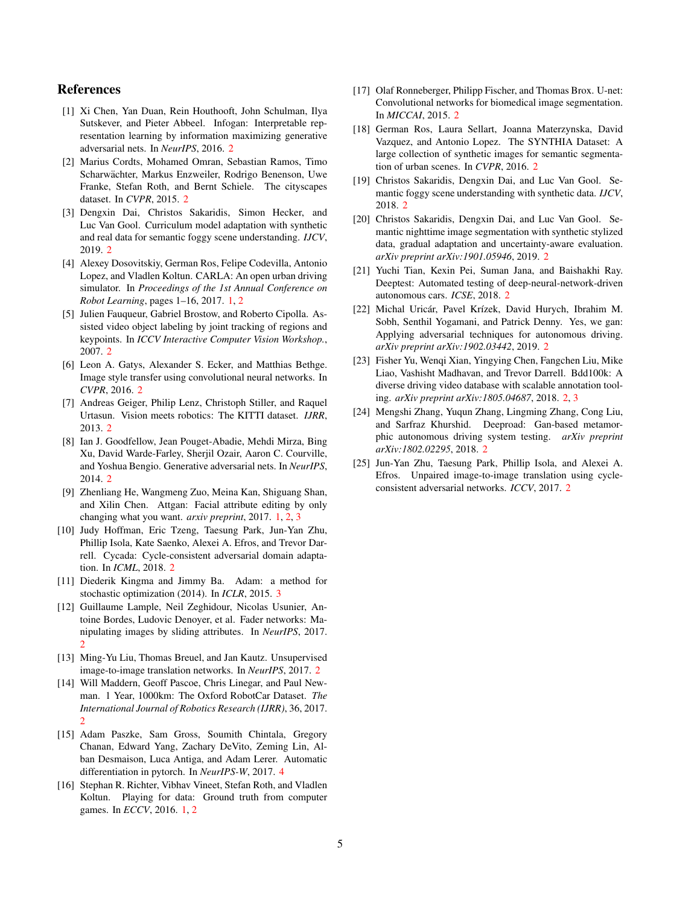# References

[1] Xi Chen, Yan Duan, Rein Houthooft, John Schulman, Ilya Sutskever, and Pieter Abbeel. Infogan: Interpretable representation learning by information maximizing generative adversarial nets. In *NeurIPS*, 2016. 2

[2] Marius Cordts, Mohamed Omran, Sebastian Ramos, Timo Scharwächter, Markus Enzweiler, Rodrigo Benenson, Uwe Franke, Stefan Roth, and Bernt Schiele. The cityscapes dataset. In *CVPR*, 2015. 2

[3] Dengxin Dai, Christos Sakaridis, Simon Hecker, and Luc Van Gool. Curriculum model adaptation with synthetic and real data for semantic foggy scene understanding. *IJCV*, 2019. 2

[4] Alexey Dosovitskiy, German Ros, Felipe Codevilla, Antonio Lopez, and Vladlen Koltun. CARLA: An open urban driving simulator. In *Proceedings of the 1st Annual Conference on Robot Learning*, pages 1–16, 2017. 1, 2

[5] Julien Fauqueur, Gabriel Brostow, and Roberto Cipolla. Assisted video object labeling by joint tracking of regions and keypoints. In *ICCV Interactive Computer Vision Workshop.*, 2007. 2

[6] Leon A. Gatys, Alexander S. Ecker, and Matthias Bethge. Image style transfer using convolutional neural networks. In *CVPR*, 2016. 2

[7] Andreas Geiger, Philip Lenz, Christoph Stiller, and Raquel Urtasun. Vision meets robotics: The KITTI dataset. *IJRR*, 2013. 2

[8] Ian J. Goodfellow, Jean Pouget-Abadie, Mehdi Mirza, Bing Xu, David Warde-Farley, Sherjil Ozair, Aaron C. Courville, and Yoshua Bengio. Generative adversarial nets. In *NeurIPS*, 2014. 2

[9] Zhenliang He, Wangmeng Zuo, Meina Kan, Shiguang Shan, and Xilin Chen. Attgan: Facial attribute editing by only changing what you want. *arxiv preprint*, 2017. 1, 2, 3

[10] Judy Hoffman, Eric Tzeng, Taesung Park, Jun-Yan Zhu, Phillip Isola, Kate Saenko, Alexei A. Efros, and Trevor Darrell. Cycada: Cycle-consistent adversarial domain adaptation. In *ICML*, 2018. 2

[11] Diederik Kingma and Jimmy Ba. Adam: a method for stochastic optimization (2014). In *ICLR*, 2015. 3

[12] Guillaume Lample, Neil Zeghidour, Nicolas Usunier, Antoine Bordes, Ludovic Denoyer, et al. Fader networks: Manipulating images by sliding attributes. In *NeurIPS*, 2017. 2

[13] Ming-Yu Liu, Thomas Breuel, and Jan Kautz. Unsupervised image-to-image translation networks. In *NeurIPS*, 2017. 2

[14] Will Maddern, Geoff Pascoe, Chris Linegar, and Paul Newman. 1 Year, 1000km: The Oxford RobotCar Dataset. *The International Journal of Robotics Research (IJRR)*, 36, 2017. 2

[15] Adam Paszke, Sam Gross, Soumith Chintala, Gregory Chanan, Edward Yang, Zachary DeVito, Zeming Lin, Alban Desmaison, Luca Antiga, and Adam Lerer. Automatic differentiation in pytorch. In *NeurIPS-W*, 2017. 4

[16] Stephan R. Richter, Vibhav Vineet, Stefan Roth, and Vladlen Koltun. Playing for data: Ground truth from computer games. In *ECCV*, 2016. 1, 2

[17] Olaf Ronneberger, Philipp Fischer, and Thomas Brox. U-net: Convolutional networks for biomedical image segmentation. In *MICCAI*, 2015. 2

[18] German Ros, Laura Sellart, Joanna Materzynska, David Vazquez, and Antonio Lopez. The SYNTHIA Dataset: A large collection of synthetic images for semantic segmentation of urban scenes. In *CVPR*, 2016. 2

[19] Christos Sakaridis, Dengxin Dai, and Luc Van Gool. Semantic foggy scene understanding with synthetic data. *IJCV*, 2018. 2

[20] Christos Sakaridis, Dengxin Dai, and Luc Van Gool. Semantic nighttime image segmentation with synthetic stylized data, gradual adaptation and uncertainty-aware evaluation. *arXiv preprint arXiv:1901.05946*, 2019. 2

[21] Yuchi Tian, Kexin Pei, Suman Jana, and Baishakhi Ray. Deeptest: Automated testing of deep-neural-network-driven autonomous cars. *ICSE*, 2018. 2

[22] Michal Uricár, Pavel Krízek, David Hurych, Ibrahim M. Sobh, Senthil Yogamani, and Patrick Denny. Yes, we gan: Applying adversarial techniques for autonomous driving. *arXiv preprint arXiv:1902.03442*, 2019. 2

[23] Fisher Yu, Wenqi Xian, Yingying Chen, Fangchen Liu, Mike Liao, Vashisht Madhavan, and Trevor Darrell. Bdd100k: A diverse driving video database with scalable annotation tooling. *arXiv preprint arXiv:1805.04687*, 2018. 2, 3

[24] Mengshi Zhang, Yuqun Zhang, Lingming Zhang, Cong Liu, and Sarfraz Khurshid. Deeproad: Gan-based metamorphic autonomous driving system testing. *arXiv preprint arXiv:1802.02295*, 2018. 2

[25] Jun-Yan Zhu, Taesung Park, Phillip Isola, and Alexei A. Efros. Unpaired image-to-image translation using cycle-consistent adversarial networks. *ICCV*, 2017. 2